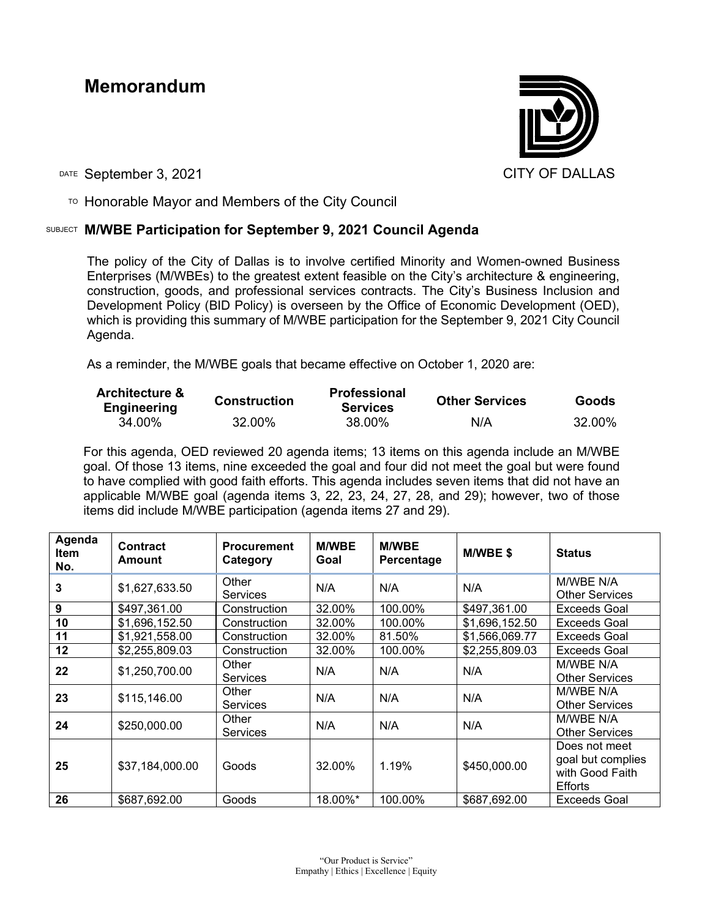# Memorandum

CITY OF DALLAS

DATE September 3, 2021

TO Honorable Mayor and Members of the City Council

SUBJECT **M/WBE Participation for September 9, 2021 Council Agenda**

The policy of the City of Dallas is to involve certified Minority and Women-owned Business Enterprises (M/WBEs) to the greatest extent feasible on the City's architecture & engineering, construction, goods, and professional services contracts. The City's Business Inclusion and Development Policy (BID Policy) is overseen by the Office of Economic Development (OED), which is providing this summary of M/WBE participation for the September 9, 2021 City Council Agenda.

As a reminder, the M/WBE goals that became effective on October 1, 2020 are:

| Architecture & Engineering | Construction | Professional Services | Other Services | Goods |
|---|---|---|---|---|
| 34.00% | 32.00% | 38.00% | N/A | 32.00% |

For this agenda, OED reviewed 20 agenda items; 13 items on this agenda include an M/WBE goal. Of those 13 items, nine exceeded the goal and four did not meet the goal but were found to have complied with good faith efforts. This agenda includes seven items that did not have an applicable M/WBE goal (agenda items 3, 22, 23, 24, 27, 28, and 29); however, two of those items did include M/WBE participation (agenda items 27 and 29).

| Agenda Item No. | Contract Amount | Procurement Category | M/WBE Goal | M/WBE Percentage | M/WBE $ | Status |
|---|---|---|---|---|---|---|
| 3 | $1,627,633.50 | Other Services | N/A | N/A | N/A | M/WBE N/A Other Services |
| 9 | $497,361.00 | Construction | 32.00% | 100.00% | $497,361.00 | Exceeds Goal |
| 10 | $1,696,152.50 | Construction | 32.00% | 100.00% | $1,696,152.50 | Exceeds Goal |
| 11 | $1,921,558.00 | Construction | 32.00% | 81.50% | $1,566,069.77 | Exceeds Goal |
| 12 | $2,255,809.03 | Construction | 32.00% | 100.00% | $2,255,809.03 | Exceeds Goal |
| 22 | $1,250,700.00 | Other Services | N/A | N/A | N/A | M/WBE N/A Other Services |
| 23 | $115,146.00 | Other Services | N/A | N/A | N/A | M/WBE N/A Other Services |
| 24 | $250,000.00 | Other Services | N/A | N/A | N/A | M/WBE N/A Other Services |
| 25 | $37,184,000.00 | Goods | 32.00% | 1.19% | $450,000.00 | Does not meet goal but complies with Good Faith Efforts |
| 26 | $687,692.00 | Goods | 18.00%* | 100.00% | $687,692.00 | Exceeds Goal |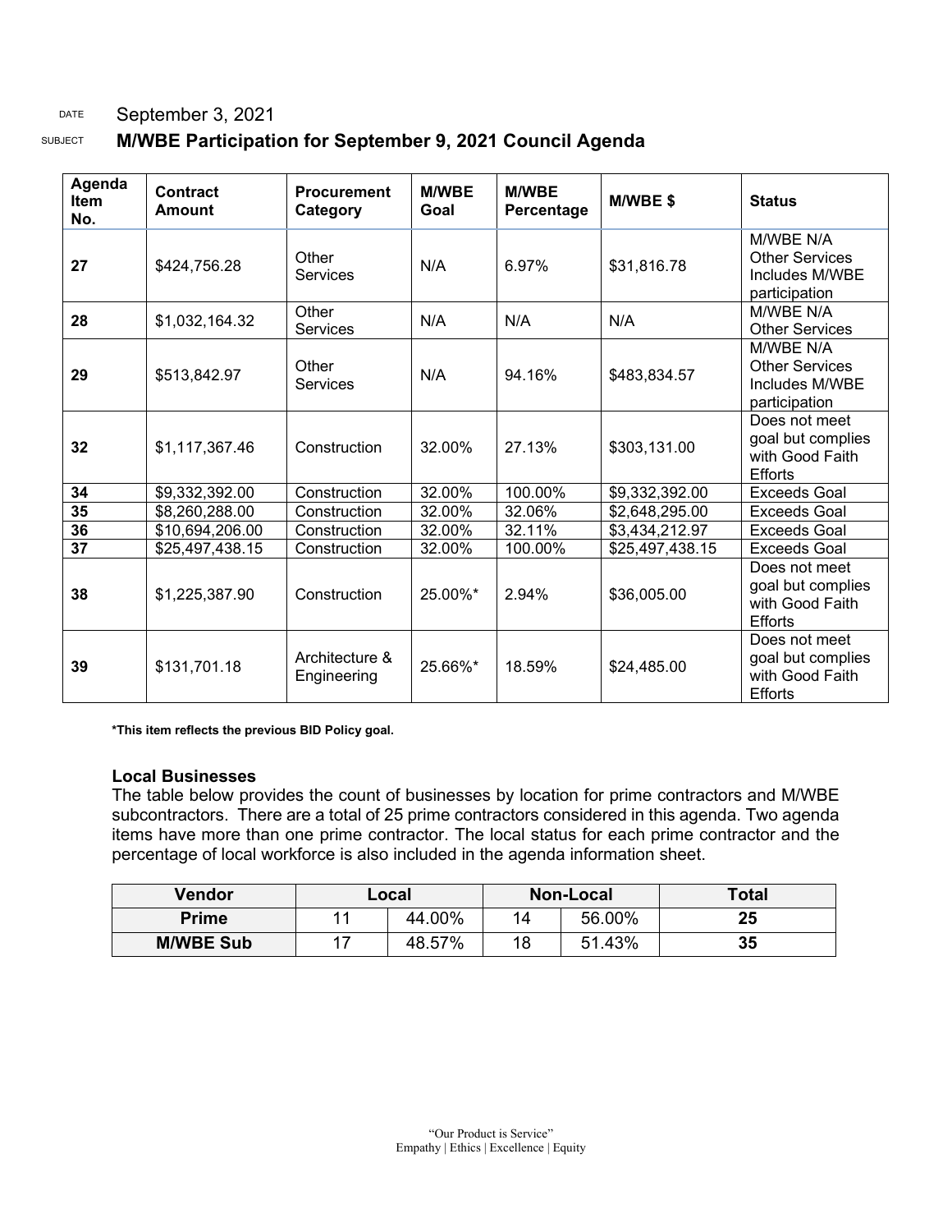DATE September 3, 2021

SUBJECT **M/WBE Participation for September 9, 2021 Council Agenda**

| Agenda Item No. | Contract Amount | Procurement Category | M/WBE Goal | M/WBE Percentage | M/WBE $ | Status |
|---|---|---|---|---|---|---|
| **27** | $424,756.28 | Other Services | N/A | 6.97% | $31,816.78 | M/WBE N/A Other Services Includes M/WBE participation |
| **28** | $1,032,164.32 | Other Services | N/A | N/A | N/A | M/WBE N/A Other Services |
| **29** | $513,842.97 | Other Services | N/A | 94.16% | $483,834.57 | M/WBE N/A Other Services Includes M/WBE participation |
| **32** | $1,117,367.46 | Construction | 32.00% | 27.13% | $303,131.00 | Does not meet goal but complies with Good Faith Efforts |
| **34** | $9,332,392.00 | Construction | 32.00% | 100.00% | $9,332,392.00 | Exceeds Goal |
| **35** | $8,260,288.00 | Construction | 32.00% | 32.06% | $2,648,295.00 | Exceeds Goal |
| **36** | $10,694,206.00 | Construction | 32.00% | 32.11% | $3,434,212.97 | Exceeds Goal |
| **37** | $25,497,438.15 | Construction | 32.00% | 100.00% | $25,497,438.15 | Exceeds Goal |
| **38** | $1,225,387.90 | Construction | 25.00%* | 2.94% | $36,005.00 | Does not meet goal but complies with Good Faith Efforts |
| **39** | $131,701.18 | Architecture & Engineering | 25.66%* | 18.59% | $24,485.00 | Does not meet goal but complies with Good Faith Efforts |

**\*This item reflects the previous BID Policy goal.**

### Local Businesses

The table below provides the count of businesses by location for prime contractors and M/WBE subcontractors. There are a total of 25 prime contractors considered in this agenda. Two agenda items have more than one prime contractor. The local status for each prime contractor and the percentage of local workforce is also included in the agenda information sheet.

| Vendor | Local | | Non-Local | | Total |
|---|---|---|---|---|---|
| **Prime** | 11 | 44.00% | 14 | 56.00% | **25** |
| **M/WBE Sub** | 17 | 48.57% | 18 | 51.43% | **35** |

"Our Product is Service"
Empathy | Ethics | Excellence | Equity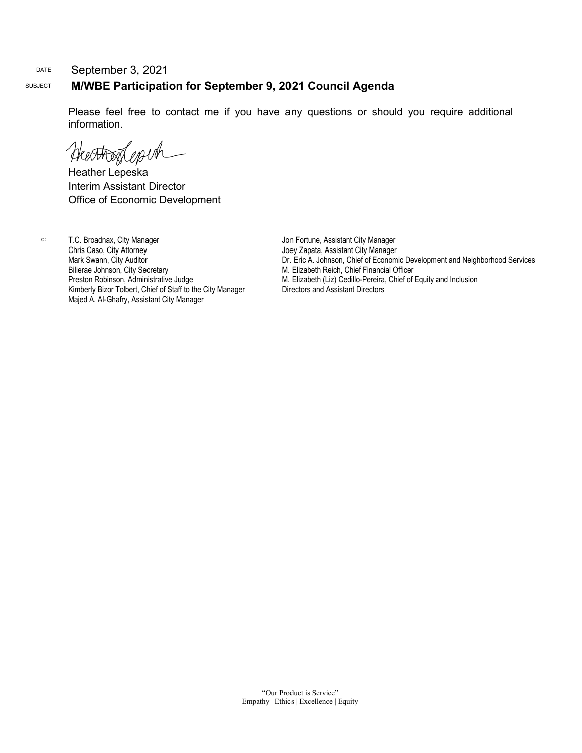DATE September 3, 2021

SUBJECT **M/WBE Participation for September 9, 2021 Council Agenda**

Please feel free to contact me if you have any questions or should you require additional information.

Heather Lepeska
Interim Assistant Director
Office of Economic Development

c: T.C. Broadnax, City Manager
Chris Caso, City Attorney
Mark Swann, City Auditor
Bilierae Johnson, City Secretary
Preston Robinson, Administrative Judge
Kimberly Bizor Tolbert, Chief of Staff to the City Manager
Majed A. Al-Ghafry, Assistant City Manager
Jon Fortune, Assistant City Manager
Joey Zapata, Assistant City Manager
Dr. Eric A. Johnson, Chief of Economic Development and Neighborhood Services
M. Elizabeth Reich, Chief Financial Officer
M. Elizabeth (Liz) Cedillo-Pereira, Chief of Equity and Inclusion
Directors and Assistant Directors

"Our Product is Service"
Empathy | Ethics | Excellence | Equity